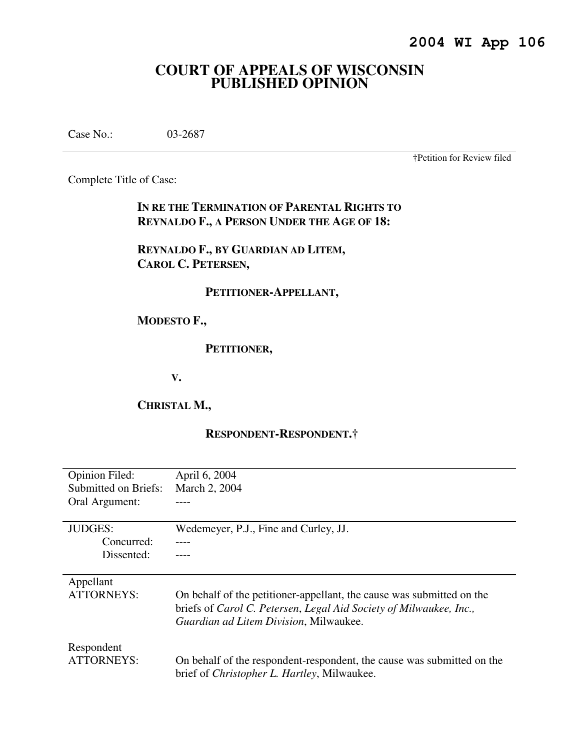**2004 WI App 106**

# COURT OF APPEALS OF WISCONSIN
# PUBLISHED OPINION

Case No.: 03-2687

†Petition for Review filed

Complete Title of Case:

**IN RE THE TERMINATION OF PARENTAL RIGHTS TO REYNALDO F., A PERSON UNDER THE AGE OF 18:**

**REYNALDO F., BY GUARDIAN AD LITEM, CAROL C. PETERSEN,**

**PETITIONER-APPELLANT,**

**MODESTO F.,**

**PETITIONER,**

**V.**

**CHRISTAL M.,**

**RESPONDENT-RESPONDENT.†**

| | |
|---|---|
| Opinion Filed: | April 6, 2004 |
| Submitted on Briefs: | March 2, 2004 |
| Oral Argument: | ---- |
| JUDGES: | Wedemeyer, P.J., Fine and Curley, JJ. |
| Concurred: | ---- |
| Dissented: | ---- |
| Appellant ATTORNEYS: | On behalf of the petitioner-appellant, the cause was submitted on the briefs of *Carol C. Petersen*, *Legal Aid Society of Milwaukee, Inc., Guardian ad Litem Division*, Milwaukee. |
| Respondent ATTORNEYS: | On behalf of the respondent-respondent, the cause was submitted on the brief of *Christopher L. Hartley*, Milwaukee. |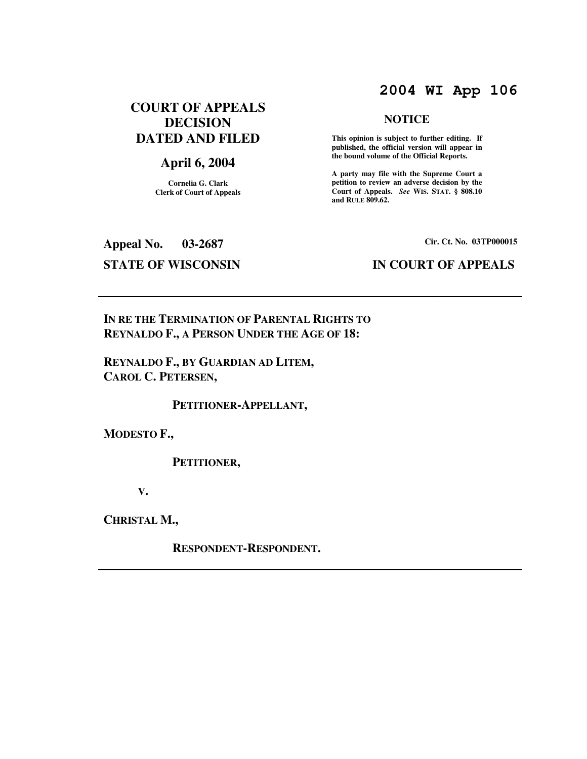# 2004 WI App 106

## COURT OF APPEALS DECISION DATED AND FILED

## April 6, 2004

Cornelia G. Clark
Clerk of Court of Appeals

## NOTICE

**This opinion is subject to further editing. If published, the official version will appear in the bound volume of the Official Reports.**

**A party may file with the Supreme Court a petition to review an adverse decision by the Court of Appeals.** ***See*** **WIS. STAT. § 808.10 and RULE 809.62.**

**Appeal No. 03-2687**

**Cir. Ct. No. 03TP000015**

**STATE OF WISCONSIN**

**IN COURT OF APPEALS**

---

**IN RE THE TERMINATION OF PARENTAL RIGHTS TO REYNALDO F., A PERSON UNDER THE AGE OF 18:**

**REYNALDO F., BY GUARDIAN AD LITEM, CAROL C. PETERSEN,**

**PETITIONER-APPELLANT,**

**MODESTO F.,**

**PETITIONER,**

**V.**

**CHRISTAL M.,**

**RESPONDENT-RESPONDENT.**

---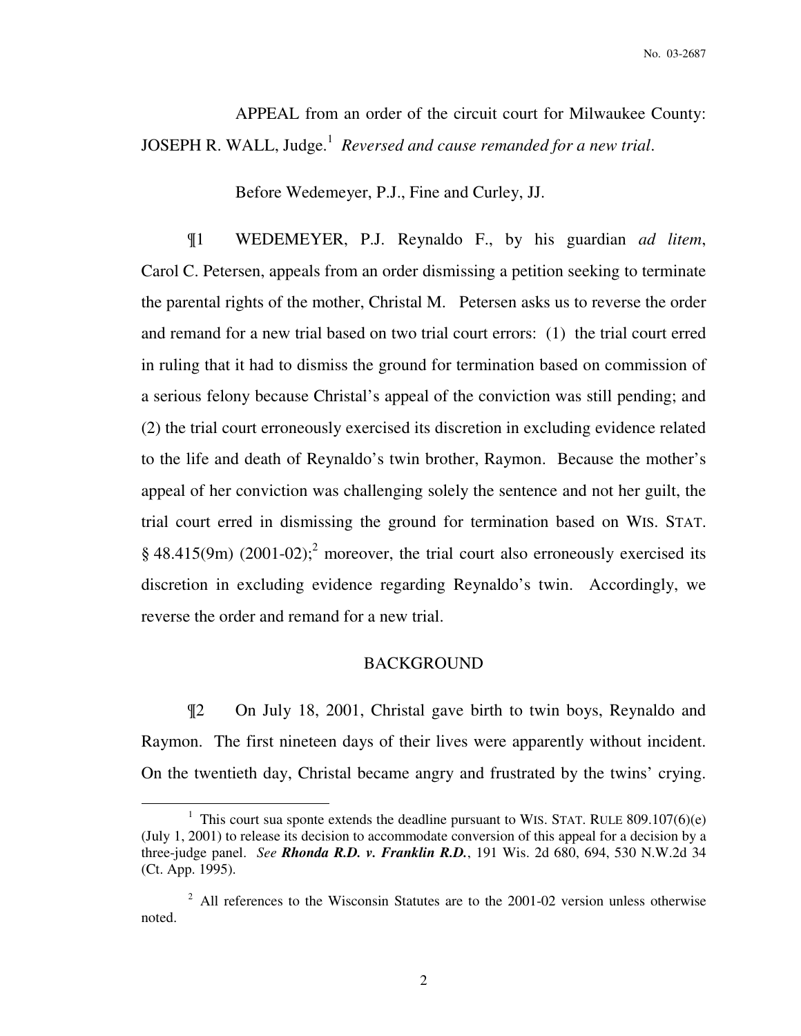APPEAL from an order of the circuit court for Milwaukee County: JOSEPH R. WALL, Judge.[1] *Reversed and cause remanded for a new trial*.

Before Wedemeyer, P.J., Fine and Curley, JJ.

¶1 WEDEMEYER, P.J. Reynaldo F., by his guardian *ad litem*, Carol C. Petersen, appeals from an order dismissing a petition seeking to terminate the parental rights of the mother, Christal M. Petersen asks us to reverse the order and remand for a new trial based on two trial court errors: (1) the trial court erred in ruling that it had to dismiss the ground for termination based on commission of a serious felony because Christal's appeal of the conviction was still pending; and (2) the trial court erroneously exercised its discretion in excluding evidence related to the life and death of Reynaldo's twin brother, Raymon. Because the mother's appeal of her conviction was challenging solely the sentence and not her guilt, the trial court erred in dismissing the ground for termination based on WIS. STAT. § 48.415(9m) (2001-02);[2] moreover, the trial court also erroneously exercised its discretion in excluding evidence regarding Reynaldo's twin. Accordingly, we reverse the order and remand for a new trial.

## BACKGROUND

¶2 On July 18, 2001, Christal gave birth to twin boys, Reynaldo and Raymon. The first nineteen days of their lives were apparently without incident. On the twentieth day, Christal became angry and frustrated by the twins' crying.

[1] This court sua sponte extends the deadline pursuant to WIS. STAT. RULE 809.107(6)(e) (July 1, 2001) to release its decision to accommodate conversion of this appeal for a decision by a three-judge panel. *See* ***Rhonda R.D. v. Franklin R.D.***, 191 Wis. 2d 680, 694, 530 N.W.2d 34 (Ct. App. 1995).

[2] All references to the Wisconsin Statutes are to the 2001-02 version unless otherwise noted.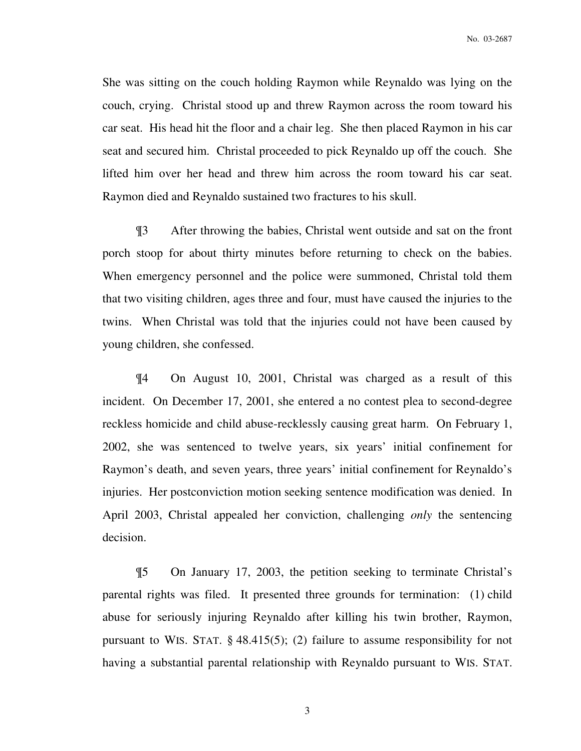She was sitting on the couch holding Raymon while Reynaldo was lying on the couch, crying. Christal stood up and threw Raymon across the room toward his car seat. His head hit the floor and a chair leg. She then placed Raymon in his car seat and secured him. Christal proceeded to pick Reynaldo up off the couch. She lifted him over her head and threw him across the room toward his car seat. Raymon died and Reynaldo sustained two fractures to his skull.

¶3 After throwing the babies, Christal went outside and sat on the front porch stoop for about thirty minutes before returning to check on the babies. When emergency personnel and the police were summoned, Christal told them that two visiting children, ages three and four, must have caused the injuries to the twins. When Christal was told that the injuries could not have been caused by young children, she confessed.

¶4 On August 10, 2001, Christal was charged as a result of this incident. On December 17, 2001, she entered a no contest plea to second-degree reckless homicide and child abuse-recklessly causing great harm. On February 1, 2002, she was sentenced to twelve years, six years' initial confinement for Raymon's death, and seven years, three years' initial confinement for Reynaldo's injuries. Her postconviction motion seeking sentence modification was denied. In April 2003, Christal appealed her conviction, challenging *only* the sentencing decision.

¶5 On January 17, 2003, the petition seeking to terminate Christal's parental rights was filed. It presented three grounds for termination: (1) child abuse for seriously injuring Reynaldo after killing his twin brother, Raymon, pursuant to WIS. STAT. § 48.415(5); (2) failure to assume responsibility for not having a substantial parental relationship with Reynaldo pursuant to WIS. STAT.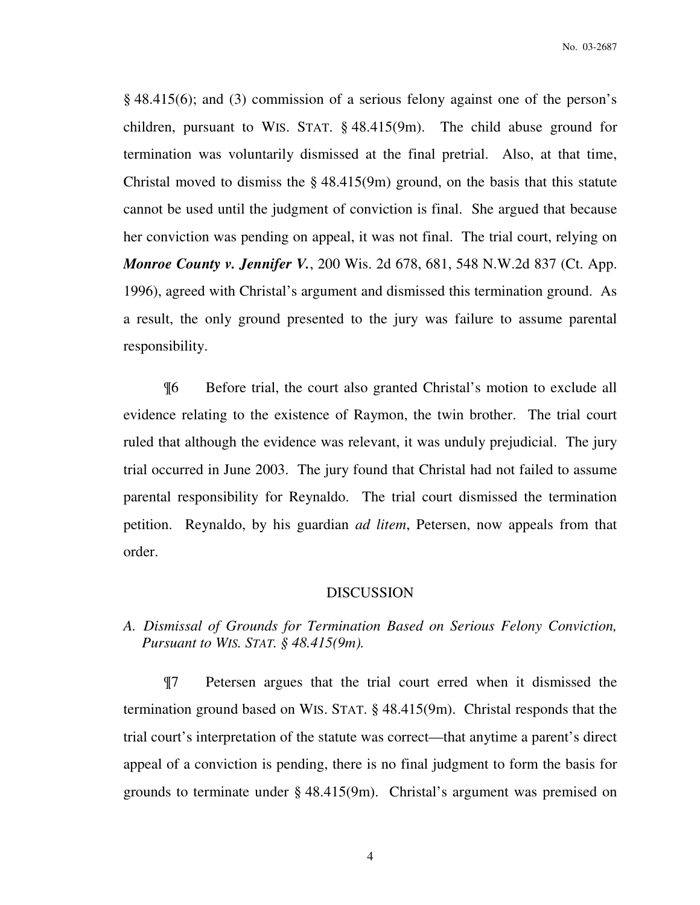§ 48.415(6); and (3) commission of a serious felony against one of the person's children, pursuant to WIS. STAT. § 48.415(9m). The child abuse ground for termination was voluntarily dismissed at the final pretrial. Also, at that time, Christal moved to dismiss the § 48.415(9m) ground, on the basis that this statute cannot be used until the judgment of conviction is final. She argued that because her conviction was pending on appeal, it was not final. The trial court, relying on ***Monroe County v. Jennifer V.***, 200 Wis. 2d 678, 681, 548 N.W.2d 837 (Ct. App. 1996), agreed with Christal's argument and dismissed this termination ground. As a result, the only ground presented to the jury was failure to assume parental responsibility.

¶6 Before trial, the court also granted Christal's motion to exclude all evidence relating to the existence of Raymon, the twin brother. The trial court ruled that although the evidence was relevant, it was unduly prejudicial. The jury trial occurred in June 2003. The jury found that Christal had not failed to assume parental responsibility for Reynaldo. The trial court dismissed the termination petition. Reynaldo, by his guardian *ad litem*, Petersen, now appeals from that order.

## DISCUSSION

### *A. Dismissal of Grounds for Termination Based on Serious Felony Conviction, Pursuant to WIS. STAT. § 48.415(9m).*

¶7 Petersen argues that the trial court erred when it dismissed the termination ground based on WIS. STAT. § 48.415(9m). Christal responds that the trial court's interpretation of the statute was correct—that anytime a parent's direct appeal of a conviction is pending, there is no final judgment to form the basis for grounds to terminate under § 48.415(9m). Christal's argument was premised on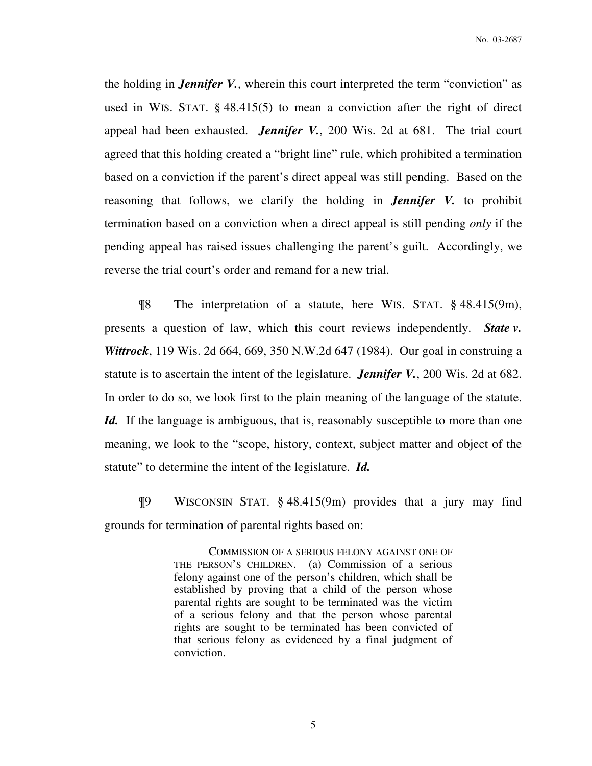the holding in ***Jennifer V.***, wherein this court interpreted the term "conviction" as used in WIS. STAT. § 48.415(5) to mean a conviction after the right of direct appeal had been exhausted. ***Jennifer V.***, 200 Wis. 2d at 681. The trial court agreed that this holding created a "bright line" rule, which prohibited a termination based on a conviction if the parent's direct appeal was still pending. Based on the reasoning that follows, we clarify the holding in ***Jennifer V.*** to prohibit termination based on a conviction when a direct appeal is still pending *only* if the pending appeal has raised issues challenging the parent's guilt. Accordingly, we reverse the trial court's order and remand for a new trial.

¶8 The interpretation of a statute, here WIS. STAT. § 48.415(9m), presents a question of law, which this court reviews independently. ***State v. Wittrock***, 119 Wis. 2d 664, 669, 350 N.W.2d 647 (1984). Our goal in construing a statute is to ascertain the intent of the legislature. ***Jennifer V.***, 200 Wis. 2d at 682. In order to do so, we look first to the plain meaning of the language of the statute. ***Id.*** If the language is ambiguous, that is, reasonably susceptible to more than one meaning, we look to the "scope, history, context, subject matter and object of the statute" to determine the intent of the legislature. ***Id.***

¶9 WISCONSIN STAT. § 48.415(9m) provides that a jury may find grounds for termination of parental rights based on:

> COMMISSION OF A SERIOUS FELONY AGAINST ONE OF THE PERSON'S CHILDREN. (a) Commission of a serious felony against one of the person's children, which shall be established by proving that a child of the person whose parental rights are sought to be terminated was the victim of a serious felony and that the person whose parental rights are sought to be terminated has been convicted of that serious felony as evidenced by a final judgment of conviction.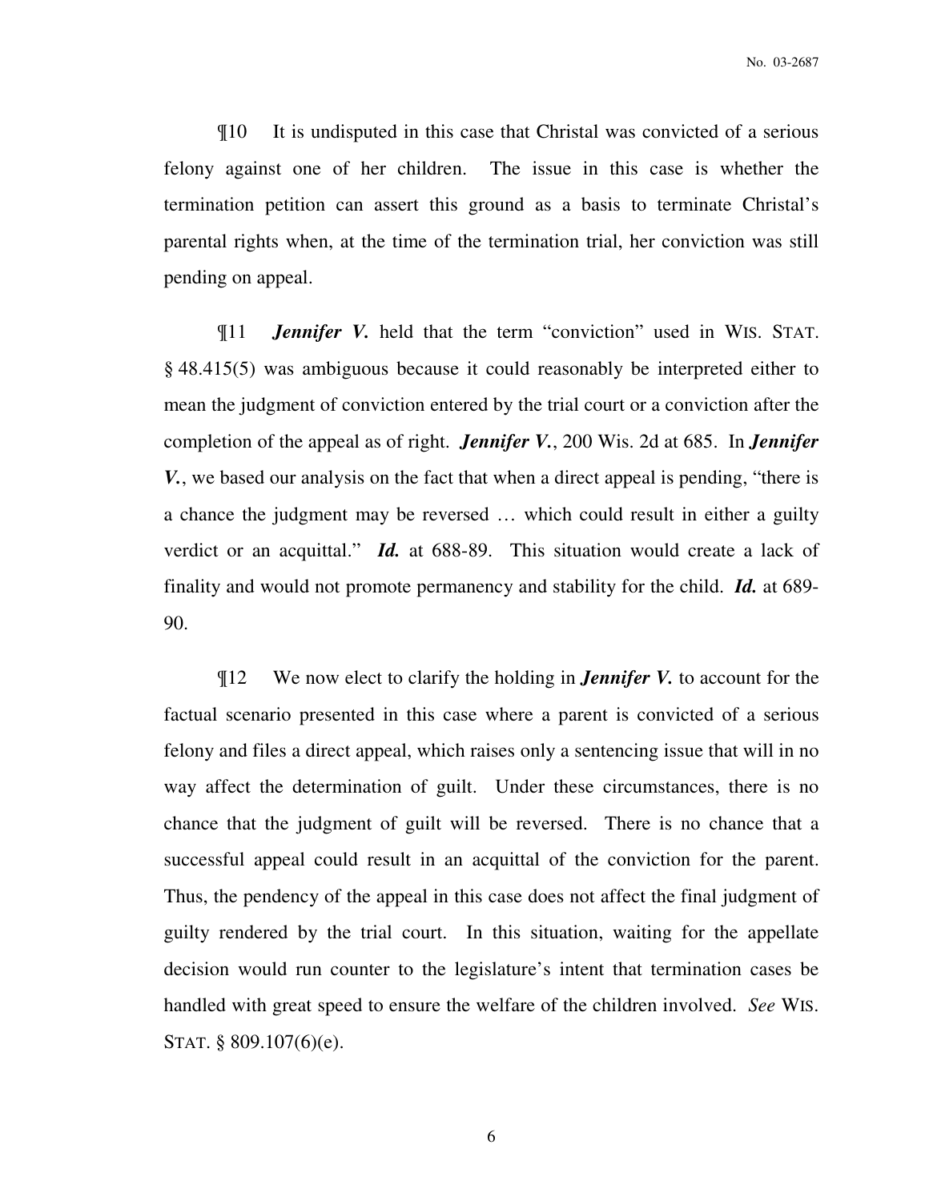¶10 It is undisputed in this case that Christal was convicted of a serious felony against one of her children. The issue in this case is whether the termination petition can assert this ground as a basis to terminate Christal's parental rights when, at the time of the termination trial, her conviction was still pending on appeal.

¶11 ***Jennifer V.*** held that the term "conviction" used in WIS. STAT. § 48.415(5) was ambiguous because it could reasonably be interpreted either to mean the judgment of conviction entered by the trial court or a conviction after the completion of the appeal as of right. ***Jennifer V.***, 200 Wis. 2d at 685. In ***Jennifer V.***, we based our analysis on the fact that when a direct appeal is pending, "there is a chance the judgment may be reversed … which could result in either a guilty verdict or an acquittal." ***Id.*** at 688-89. This situation would create a lack of finality and would not promote permanency and stability for the child. ***Id.*** at 689-90.

¶12 We now elect to clarify the holding in ***Jennifer V.*** to account for the factual scenario presented in this case where a parent is convicted of a serious felony and files a direct appeal, which raises only a sentencing issue that will in no way affect the determination of guilt. Under these circumstances, there is no chance that the judgment of guilt will be reversed. There is no chance that a successful appeal could result in an acquittal of the conviction for the parent. Thus, the pendency of the appeal in this case does not affect the final judgment of guilty rendered by the trial court. In this situation, waiting for the appellate decision would run counter to the legislature's intent that termination cases be handled with great speed to ensure the welfare of the children involved. *See* WIS. STAT. § 809.107(6)(e).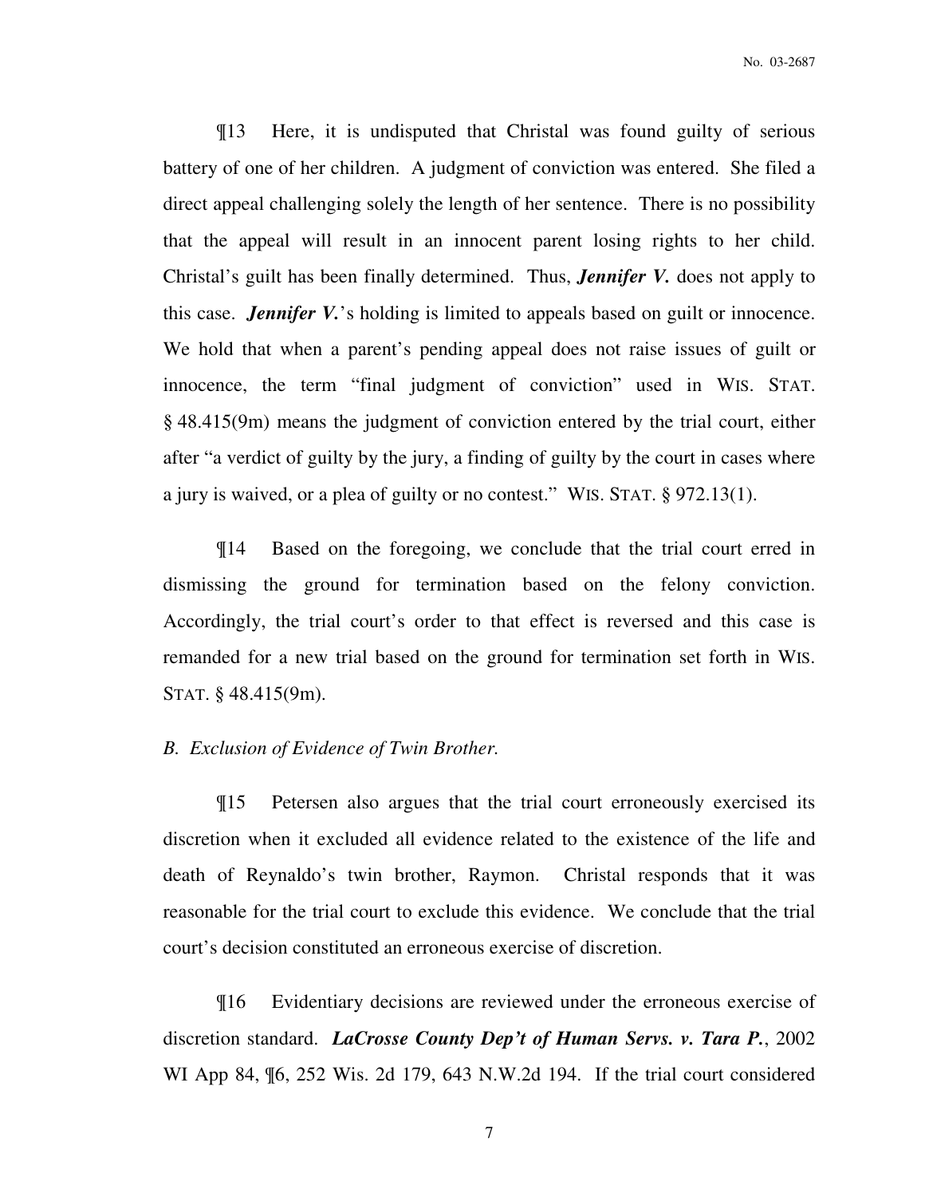¶13 Here, it is undisputed that Christal was found guilty of serious battery of one of her children. A judgment of conviction was entered. She filed a direct appeal challenging solely the length of her sentence. There is no possibility that the appeal will result in an innocent parent losing rights to her child. Christal's guilt has been finally determined. Thus, ***Jennifer V.*** does not apply to this case. ***Jennifer V.***'s holding is limited to appeals based on guilt or innocence. We hold that when a parent's pending appeal does not raise issues of guilt or innocence, the term "final judgment of conviction" used in WIS. STAT. § 48.415(9m) means the judgment of conviction entered by the trial court, either after "a verdict of guilty by the jury, a finding of guilty by the court in cases where a jury is waived, or a plea of guilty or no contest." WIS. STAT. § 972.13(1).

¶14 Based on the foregoing, we conclude that the trial court erred in dismissing the ground for termination based on the felony conviction. Accordingly, the trial court's order to that effect is reversed and this case is remanded for a new trial based on the ground for termination set forth in WIS. STAT. § 48.415(9m).

*B. Exclusion of Evidence of Twin Brother.*

¶15 Petersen also argues that the trial court erroneously exercised its discretion when it excluded all evidence related to the existence of the life and death of Reynaldo's twin brother, Raymon. Christal responds that it was reasonable for the trial court to exclude this evidence. We conclude that the trial court's decision constituted an erroneous exercise of discretion.

¶16 Evidentiary decisions are reviewed under the erroneous exercise of discretion standard. ***LaCrosse County Dep't of Human Servs. v. Tara P.***, 2002 WI App 84, ¶6, 252 Wis. 2d 179, 643 N.W.2d 194. If the trial court considered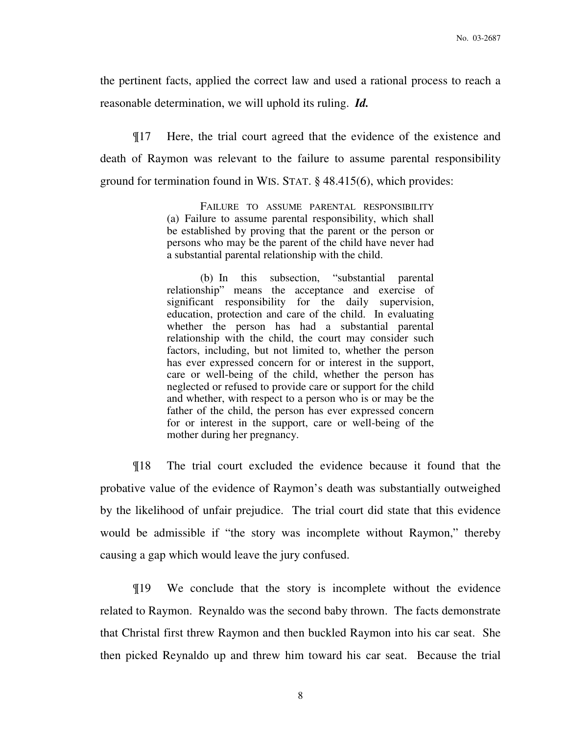the pertinent facts, applied the correct law and used a rational process to reach a reasonable determination, we will uphold its ruling. ***Id.***

¶17 Here, the trial court agreed that the evidence of the existence and death of Raymon was relevant to the failure to assume parental responsibility ground for termination found in WIS. STAT. § 48.415(6), which provides:

> FAILURE TO ASSUME PARENTAL RESPONSIBILITY (a) Failure to assume parental responsibility, which shall be established by proving that the parent or the person or persons who may be the parent of the child have never had a substantial parental relationship with the child.
>
> (b) In this subsection, "substantial parental relationship" means the acceptance and exercise of significant responsibility for the daily supervision, education, protection and care of the child. In evaluating whether the person has had a substantial parental relationship with the child, the court may consider such factors, including, but not limited to, whether the person has ever expressed concern for or interest in the support, care or well-being of the child, whether the person has neglected or refused to provide care or support for the child and whether, with respect to a person who is or may be the father of the child, the person has ever expressed concern for or interest in the support, care or well-being of the mother during her pregnancy.

¶18 The trial court excluded the evidence because it found that the probative value of the evidence of Raymon's death was substantially outweighed by the likelihood of unfair prejudice. The trial court did state that this evidence would be admissible if "the story was incomplete without Raymon," thereby causing a gap which would leave the jury confused.

¶19 We conclude that the story is incomplete without the evidence related to Raymon. Reynaldo was the second baby thrown. The facts demonstrate that Christal first threw Raymon and then buckled Raymon into his car seat. She then picked Reynaldo up and threw him toward his car seat. Because the trial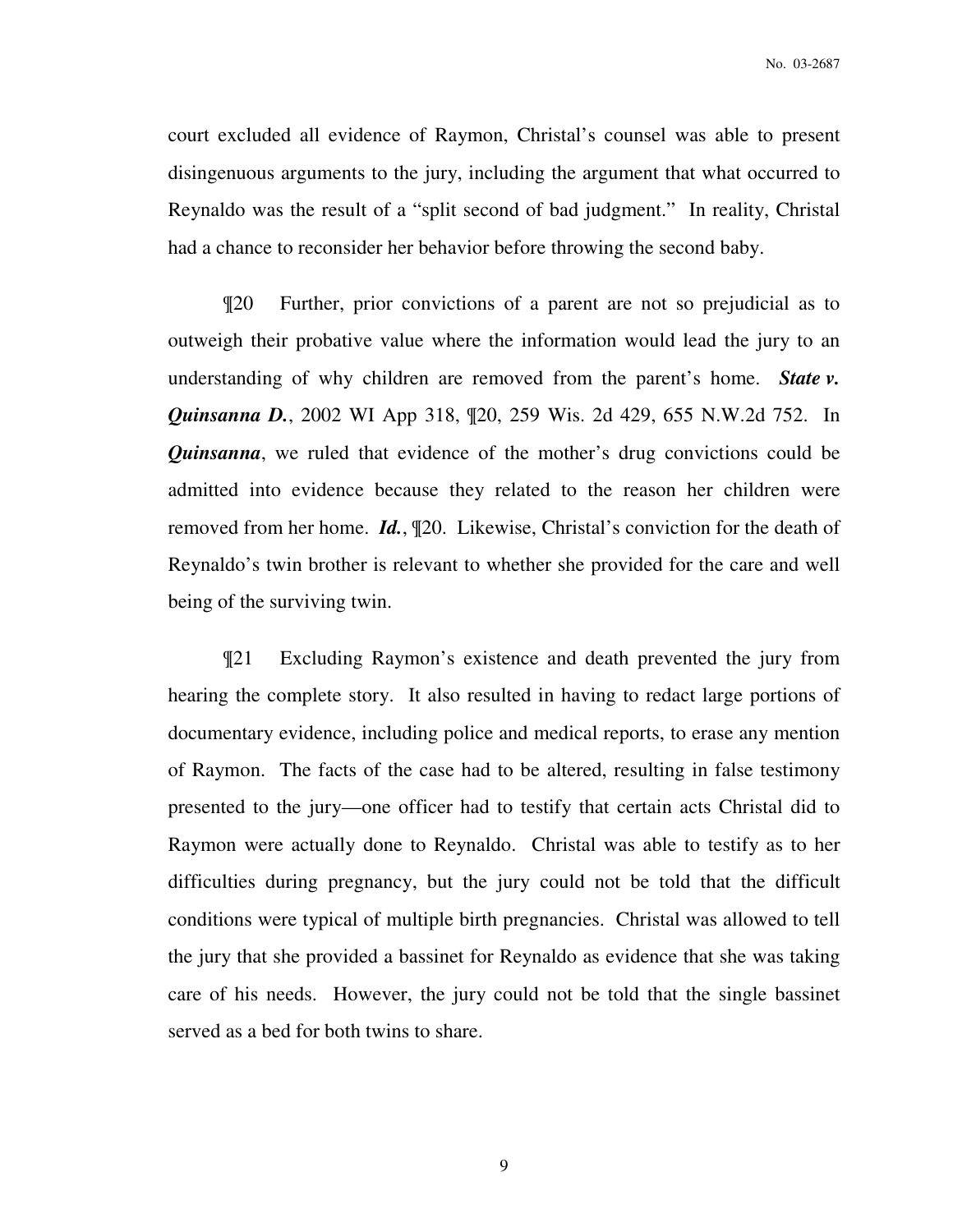court excluded all evidence of Raymon, Christal's counsel was able to present disingenuous arguments to the jury, including the argument that what occurred to Reynaldo was the result of a "split second of bad judgment." In reality, Christal had a chance to reconsider her behavior before throwing the second baby.

¶20 Further, prior convictions of a parent are not so prejudicial as to outweigh their probative value where the information would lead the jury to an understanding of why children are removed from the parent's home. ***State v. Quinsanna D.***, 2002 WI App 318, ¶20, 259 Wis. 2d 429, 655 N.W.2d 752. In ***Quinsanna***, we ruled that evidence of the mother's drug convictions could be admitted into evidence because they related to the reason her children were removed from her home. ***Id.***, ¶20. Likewise, Christal's conviction for the death of Reynaldo's twin brother is relevant to whether she provided for the care and well being of the surviving twin.

¶21 Excluding Raymon's existence and death prevented the jury from hearing the complete story. It also resulted in having to redact large portions of documentary evidence, including police and medical reports, to erase any mention of Raymon. The facts of the case had to be altered, resulting in false testimony presented to the jury—one officer had to testify that certain acts Christal did to Raymon were actually done to Reynaldo. Christal was able to testify as to her difficulties during pregnancy, but the jury could not be told that the difficult conditions were typical of multiple birth pregnancies. Christal was allowed to tell the jury that she provided a bassinet for Reynaldo as evidence that she was taking care of his needs. However, the jury could not be told that the single bassinet served as a bed for both twins to share.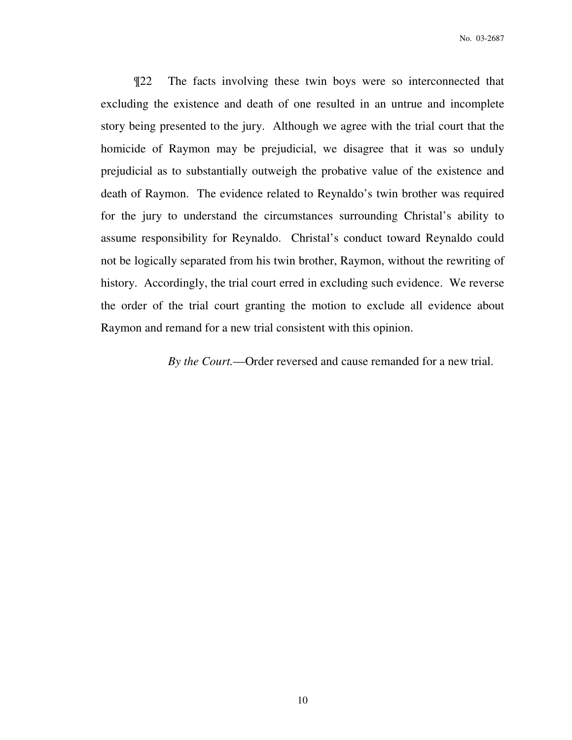¶22 The facts involving these twin boys were so interconnected that excluding the existence and death of one resulted in an untrue and incomplete story being presented to the jury. Although we agree with the trial court that the homicide of Raymon may be prejudicial, we disagree that it was so unduly prejudicial as to substantially outweigh the probative value of the existence and death of Raymon. The evidence related to Reynaldo's twin brother was required for the jury to understand the circumstances surrounding Christal's ability to assume responsibility for Reynaldo. Christal's conduct toward Reynaldo could not be logically separated from his twin brother, Raymon, without the rewriting of history. Accordingly, the trial court erred in excluding such evidence. We reverse the order of the trial court granting the motion to exclude all evidence about Raymon and remand for a new trial consistent with this opinion.

*By the Court.*—Order reversed and cause remanded for a new trial.